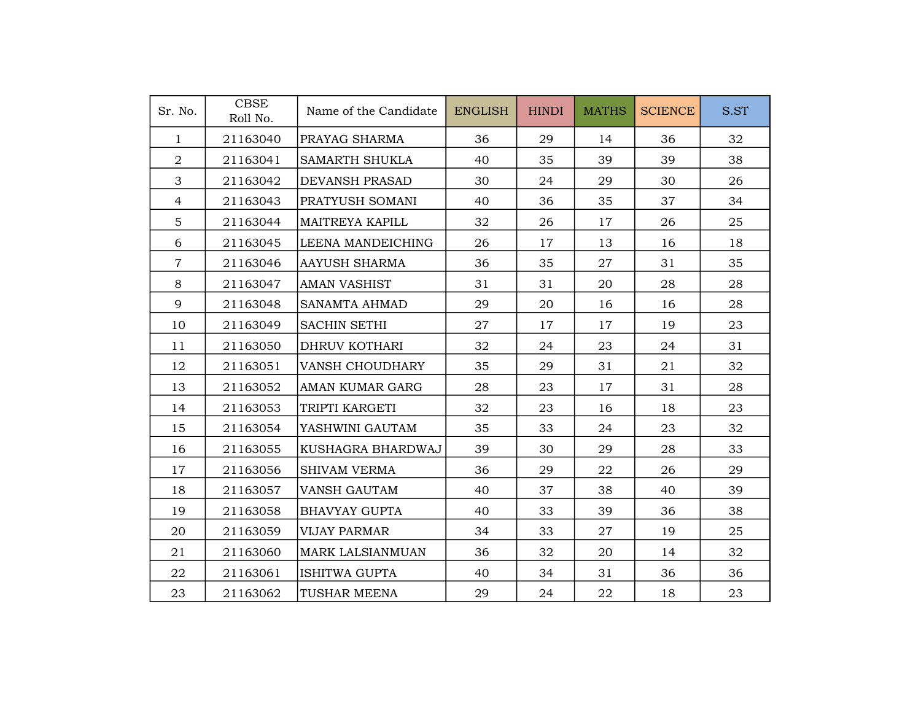| Sr. No. | CBSE Roll No. | Name of the Candidate | ENGLISH | HINDI | MATHS | SCIENCE | S.ST |
|---|---|---|---|---|---|---|---|
| 1 | 21163040 | PRAYAG SHARMA | 36 | 29 | 14 | 36 | 32 |
| 2 | 21163041 | SAMARTH SHUKLA | 40 | 35 | 39 | 39 | 38 |
| 3 | 21163042 | DEVANSH PRASAD | 30 | 24 | 29 | 30 | 26 |
| 4 | 21163043 | PRATYUSH SOMANI | 40 | 36 | 35 | 37 | 34 |
| 5 | 21163044 | MAITREYA KAPILL | 32 | 26 | 17 | 26 | 25 |
| 6 | 21163045 | LEENA MANDEICHING | 26 | 17 | 13 | 16 | 18 |
| 7 | 21163046 | AAYUSH SHARMA | 36 | 35 | 27 | 31 | 35 |
| 8 | 21163047 | AMAN VASHIST | 31 | 31 | 20 | 28 | 28 |
| 9 | 21163048 | SANAMTA AHMAD | 29 | 20 | 16 | 16 | 28 |
| 10 | 21163049 | SACHIN SETHI | 27 | 17 | 17 | 19 | 23 |
| 11 | 21163050 | DHRUV KOTHARI | 32 | 24 | 23 | 24 | 31 |
| 12 | 21163051 | VANSH CHOUDHARY | 35 | 29 | 31 | 21 | 32 |
| 13 | 21163052 | AMAN KUMAR GARG | 28 | 23 | 17 | 31 | 28 |
| 14 | 21163053 | TRIPTI KARGETI | 32 | 23 | 16 | 18 | 23 |
| 15 | 21163054 | YASHWINI GAUTAM | 35 | 33 | 24 | 23 | 32 |
| 16 | 21163055 | KUSHAGRA BHARDWAJ | 39 | 30 | 29 | 28 | 33 |
| 17 | 21163056 | SHIVAM VERMA | 36 | 29 | 22 | 26 | 29 |
| 18 | 21163057 | VANSH GAUTAM | 40 | 37 | 38 | 40 | 39 |
| 19 | 21163058 | BHAVYAY GUPTA | 40 | 33 | 39 | 36 | 38 |
| 20 | 21163059 | VIJAY PARMAR | 34 | 33 | 27 | 19 | 25 |
| 21 | 21163060 | MARK LALSIANMUAN | 36 | 32 | 20 | 14 | 32 |
| 22 | 21163061 | ISHITWA GUPTA | 40 | 34 | 31 | 36 | 36 |
| 23 | 21163062 | TUSHAR MEENA | 29 | 24 | 22 | 18 | 23 |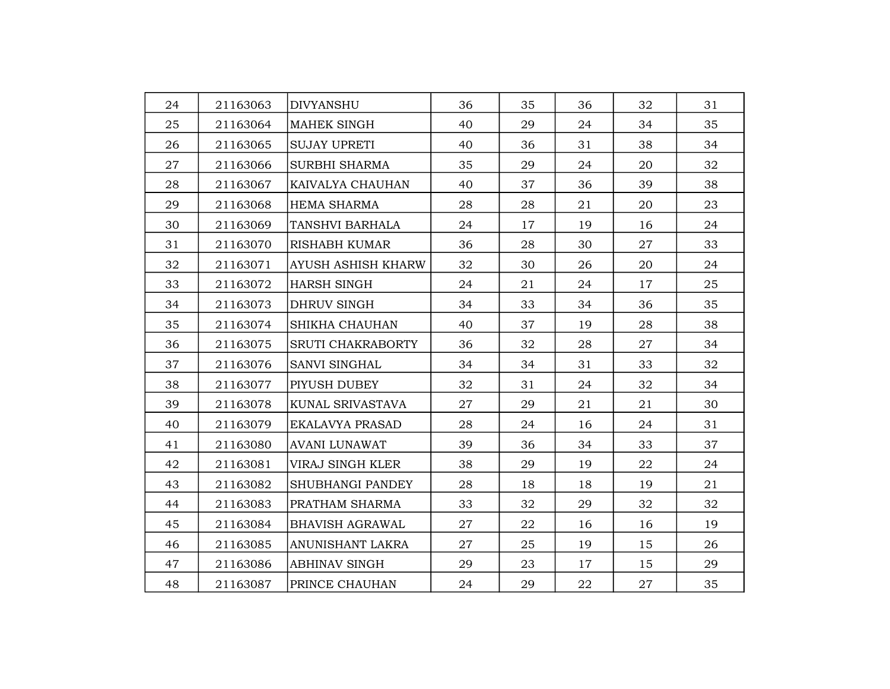| | | | | | | | |
|---|---|---|---|---|---|---|---|
| 24 | 21163063 | DIVYANSHU | 36 | 35 | 36 | 32 | 31 |
| 25 | 21163064 | MAHEK SINGH | 40 | 29 | 24 | 34 | 35 |
| 26 | 21163065 | SUJAY UPRETI | 40 | 36 | 31 | 38 | 34 |
| 27 | 21163066 | SURBHI SHARMA | 35 | 29 | 24 | 20 | 32 |
| 28 | 21163067 | KAIVALYA CHAUHAN | 40 | 37 | 36 | 39 | 38 |
| 29 | 21163068 | HEMA SHARMA | 28 | 28 | 21 | 20 | 23 |
| 30 | 21163069 | TANSHVI BARHALA | 24 | 17 | 19 | 16 | 24 |
| 31 | 21163070 | RISHABH KUMAR | 36 | 28 | 30 | 27 | 33 |
| 32 | 21163071 | AYUSH ASHISH KHARW | 32 | 30 | 26 | 20 | 24 |
| 33 | 21163072 | HARSH SINGH | 24 | 21 | 24 | 17 | 25 |
| 34 | 21163073 | DHRUV SINGH | 34 | 33 | 34 | 36 | 35 |
| 35 | 21163074 | SHIKHA CHAUHAN | 40 | 37 | 19 | 28 | 38 |
| 36 | 21163075 | SRUTI CHAKRABORTY | 36 | 32 | 28 | 27 | 34 |
| 37 | 21163076 | SANVI SINGHAL | 34 | 34 | 31 | 33 | 32 |
| 38 | 21163077 | PIYUSH DUBEY | 32 | 31 | 24 | 32 | 34 |
| 39 | 21163078 | KUNAL SRIVASTAVA | 27 | 29 | 21 | 21 | 30 |
| 40 | 21163079 | EKALAVYA PRASAD | 28 | 24 | 16 | 24 | 31 |
| 41 | 21163080 | AVANI LUNAWAT | 39 | 36 | 34 | 33 | 37 |
| 42 | 21163081 | VIRAJ SINGH KLER | 38 | 29 | 19 | 22 | 24 |
| 43 | 21163082 | SHUBHANGI PANDEY | 28 | 18 | 18 | 19 | 21 |
| 44 | 21163083 | PRATHAM SHARMA | 33 | 32 | 29 | 32 | 32 |
| 45 | 21163084 | BHAVISH AGRAWAL | 27 | 22 | 16 | 16 | 19 |
| 46 | 21163085 | ANUNISHANT LAKRA | 27 | 25 | 19 | 15 | 26 |
| 47 | 21163086 | ABHINAV SINGH | 29 | 23 | 17 | 15 | 29 |
| 48 | 21163087 | PRINCE CHAUHAN | 24 | 29 | 22 | 27 | 35 |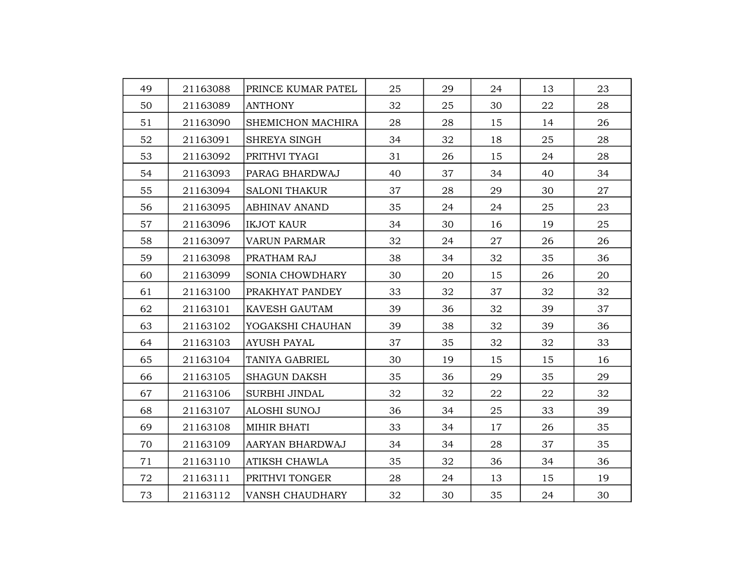| 49 | 21163088 | PRINCE KUMAR PATEL | 25 | 29 | 24 | 13 | 23 |
|---|---|---|---|---|---|---|---|
| 50 | 21163089 | ANTHONY | 32 | 25 | 30 | 22 | 28 |
| 51 | 21163090 | SHEMICHON MACHIRA | 28 | 28 | 15 | 14 | 26 |
| 52 | 21163091 | SHREYA SINGH | 34 | 32 | 18 | 25 | 28 |
| 53 | 21163092 | PRITHVI TYAGI | 31 | 26 | 15 | 24 | 28 |
| 54 | 21163093 | PARAG BHARDWAJ | 40 | 37 | 34 | 40 | 34 |
| 55 | 21163094 | SALONI THAKUR | 37 | 28 | 29 | 30 | 27 |
| 56 | 21163095 | ABHINAV ANAND | 35 | 24 | 24 | 25 | 23 |
| 57 | 21163096 | IKJOT KAUR | 34 | 30 | 16 | 19 | 25 |
| 58 | 21163097 | VARUN PARMAR | 32 | 24 | 27 | 26 | 26 |
| 59 | 21163098 | PRATHAM RAJ | 38 | 34 | 32 | 35 | 36 |
| 60 | 21163099 | SONIA CHOWDHARY | 30 | 20 | 15 | 26 | 20 |
| 61 | 21163100 | PRAKHYAT PANDEY | 33 | 32 | 37 | 32 | 32 |
| 62 | 21163101 | KAVESH GAUTAM | 39 | 36 | 32 | 39 | 37 |
| 63 | 21163102 | YOGAKSHI CHAUHAN | 39 | 38 | 32 | 39 | 36 |
| 64 | 21163103 | AYUSH PAYAL | 37 | 35 | 32 | 32 | 33 |
| 65 | 21163104 | TANIYA GABRIEL | 30 | 19 | 15 | 15 | 16 |
| 66 | 21163105 | SHAGUN DAKSH | 35 | 36 | 29 | 35 | 29 |
| 67 | 21163106 | SURBHI JINDAL | 32 | 32 | 22 | 22 | 32 |
| 68 | 21163107 | ALOSHI SUNOJ | 36 | 34 | 25 | 33 | 39 |
| 69 | 21163108 | MIHIR BHATI | 33 | 34 | 17 | 26 | 35 |
| 70 | 21163109 | AARYAN BHARDWAJ | 34 | 34 | 28 | 37 | 35 |
| 71 | 21163110 | ATIKSH CHAWLA | 35 | 32 | 36 | 34 | 36 |
| 72 | 21163111 | PRITHVI TONGER | 28 | 24 | 13 | 15 | 19 |
| 73 | 21163112 | VANSH CHAUDHARY | 32 | 30 | 35 | 24 | 30 |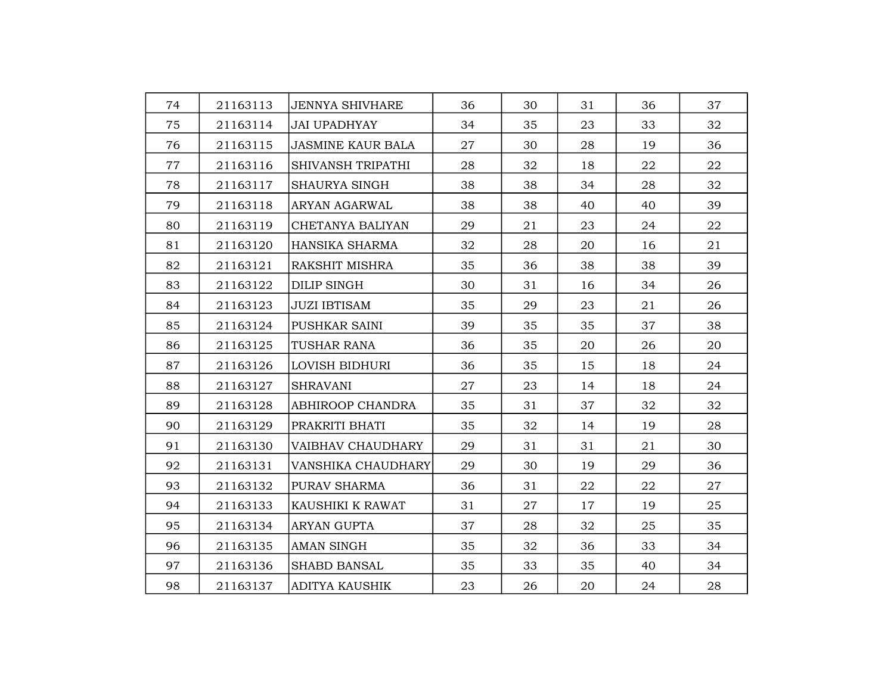| | | | | | | | |
|---|---|---|---|---|---|---|---|
| 74 | 21163113 | JENNYA SHIVHARE | 36 | 30 | 31 | 36 | 37 |
| 75 | 21163114 | JAI UPADHYAY | 34 | 35 | 23 | 33 | 32 |
| 76 | 21163115 | JASMINE KAUR BALA | 27 | 30 | 28 | 19 | 36 |
| 77 | 21163116 | SHIVANSH TRIPATHI | 28 | 32 | 18 | 22 | 22 |
| 78 | 21163117 | SHAURYA SINGH | 38 | 38 | 34 | 28 | 32 |
| 79 | 21163118 | ARYAN AGARWAL | 38 | 38 | 40 | 40 | 39 |
| 80 | 21163119 | CHETANYA BALIYAN | 29 | 21 | 23 | 24 | 22 |
| 81 | 21163120 | HANSIKA SHARMA | 32 | 28 | 20 | 16 | 21 |
| 82 | 21163121 | RAKSHIT MISHRA | 35 | 36 | 38 | 38 | 39 |
| 83 | 21163122 | DILIP SINGH | 30 | 31 | 16 | 34 | 26 |
| 84 | 21163123 | JUZI IBTISAM | 35 | 29 | 23 | 21 | 26 |
| 85 | 21163124 | PUSHKAR SAINI | 39 | 35 | 35 | 37 | 38 |
| 86 | 21163125 | TUSHAR RANA | 36 | 35 | 20 | 26 | 20 |
| 87 | 21163126 | LOVISH BIDHURI | 36 | 35 | 15 | 18 | 24 |
| 88 | 21163127 | SHRAVANI | 27 | 23 | 14 | 18 | 24 |
| 89 | 21163128 | ABHIROOP CHANDRA | 35 | 31 | 37 | 32 | 32 |
| 90 | 21163129 | PRAKRITI BHATI | 35 | 32 | 14 | 19 | 28 |
| 91 | 21163130 | VAIBHAV CHAUDHARY | 29 | 31 | 31 | 21 | 30 |
| 92 | 21163131 | VANSHIKA CHAUDHARY | 29 | 30 | 19 | 29 | 36 |
| 93 | 21163132 | PURAV SHARMA | 36 | 31 | 22 | 22 | 27 |
| 94 | 21163133 | KAUSHIKI K RAWAT | 31 | 27 | 17 | 19 | 25 |
| 95 | 21163134 | ARYAN GUPTA | 37 | 28 | 32 | 25 | 35 |
| 96 | 21163135 | AMAN SINGH | 35 | 32 | 36 | 33 | 34 |
| 97 | 21163136 | SHABD BANSAL | 35 | 33 | 35 | 40 | 34 |
| 98 | 21163137 | ADITYA KAUSHIK | 23 | 26 | 20 | 24 | 28 |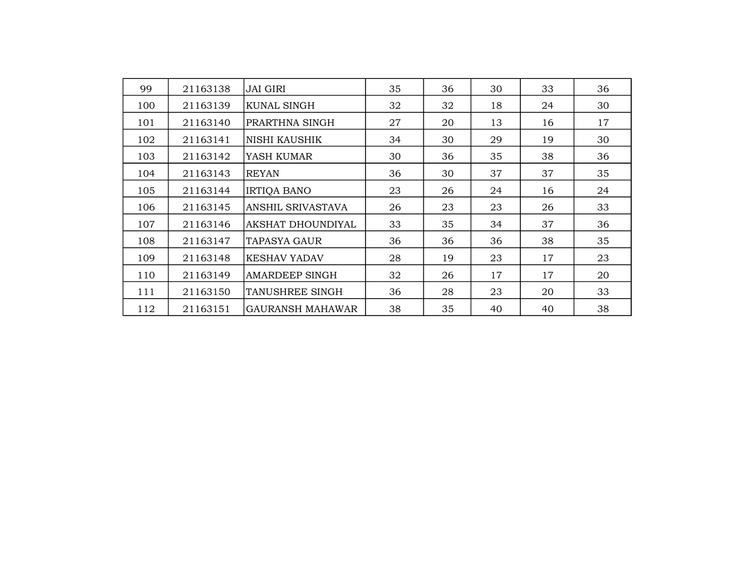| | | | | | | | |
|---|---|---|---|---|---|---|---|
| 99 | 21163138 | JAI GIRI | 35 | 36 | 30 | 33 | 36 |
| 100 | 21163139 | KUNAL SINGH | 32 | 32 | 18 | 24 | 30 |
| 101 | 21163140 | PRARTHNA SINGH | 27 | 20 | 13 | 16 | 17 |
| 102 | 21163141 | NISHI KAUSHIK | 34 | 30 | 29 | 19 | 30 |
| 103 | 21163142 | YASH KUMAR | 30 | 36 | 35 | 38 | 36 |
| 104 | 21163143 | REYAN | 36 | 30 | 37 | 37 | 35 |
| 105 | 21163144 | IRTIQA BANO | 23 | 26 | 24 | 16 | 24 |
| 106 | 21163145 | ANSHIL SRIVASTAVA | 26 | 23 | 23 | 26 | 33 |
| 107 | 21163146 | AKSHAT DHOUNDIYAL | 33 | 35 | 34 | 37 | 36 |
| 108 | 21163147 | TAPASYA GAUR | 36 | 36 | 36 | 38 | 35 |
| 109 | 21163148 | KESHAV YADAV | 28 | 19 | 23 | 17 | 23 |
| 110 | 21163149 | AMARDEEP SINGH | 32 | 26 | 17 | 17 | 20 |
| 111 | 21163150 | TANUSHREE SINGH | 36 | 28 | 23 | 20 | 33 |
| 112 | 21163151 | GAURANSH MAHAWAR | 38 | 35 | 40 | 40 | 38 |